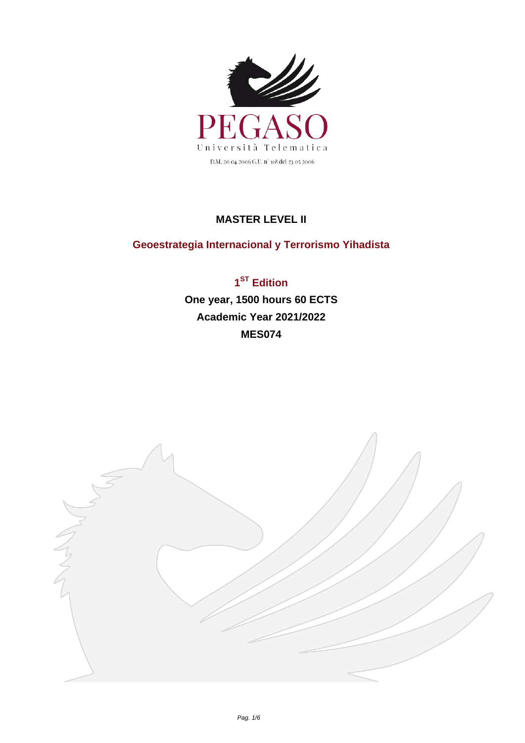PEGASO

Università Telematica

D.M. 20 04 2006 G.U. n° 118 del 23 05 2006

# MASTER LEVEL II

## Geoestrategia Internacional y Terrorismo Yihadista

**1ST Edition**

**One year, 1500 hours 60 ECTS**

**Academic Year 2021/2022**

**MES074**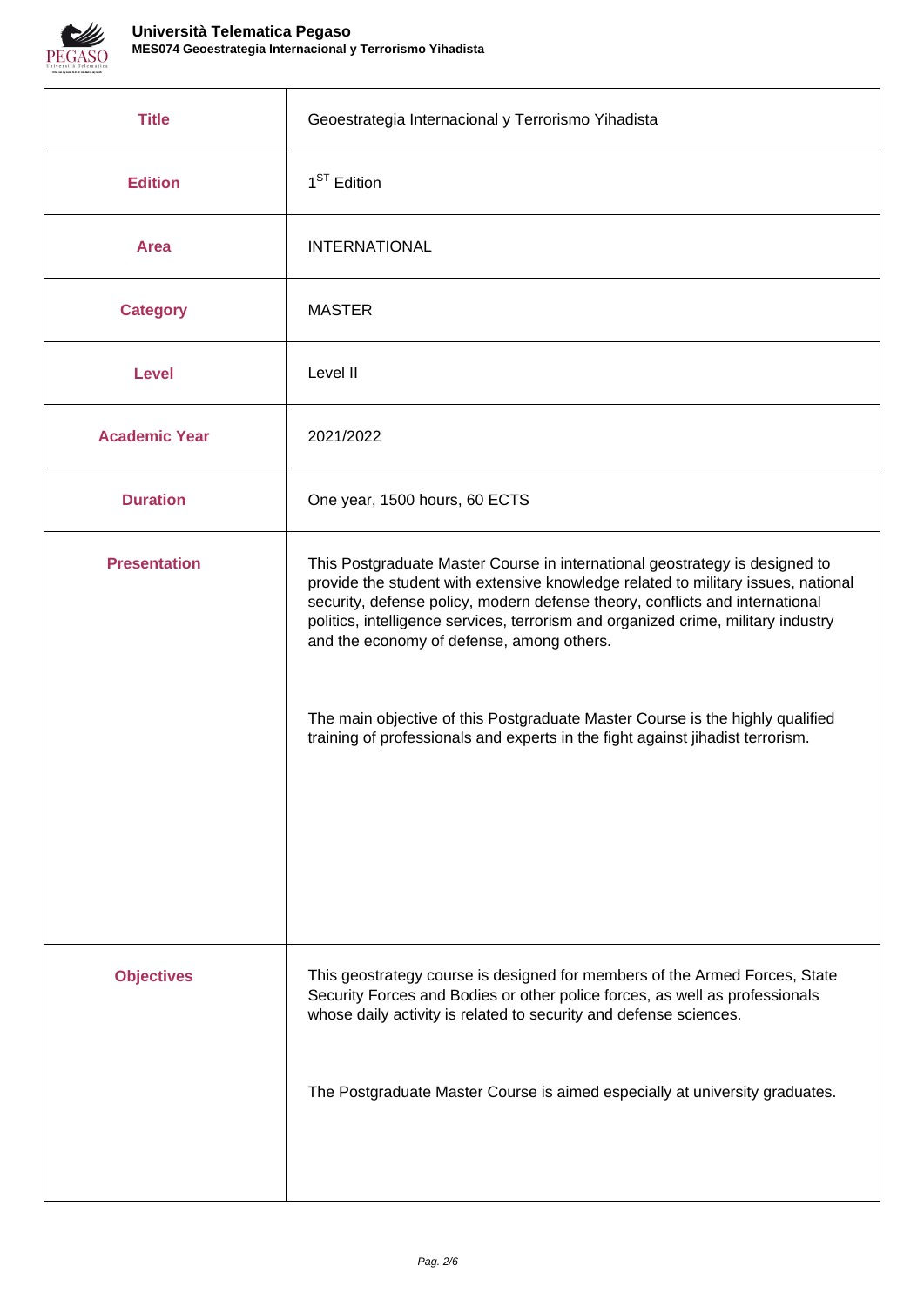| | |
|---|---|
| **Title** | Geoestrategia Internacional y Terrorismo Yihadista |
| **Edition** | 1ST Edition |
| **Area** | INTERNATIONAL |
| **Category** | MASTER |
| **Level** | Level II |
| **Academic Year** | 2021/2022 |
| **Duration** | One year, 1500 hours, 60 ECTS |
| **Presentation** | This Postgraduate Master Course in international geostrategy is designed to provide the student with extensive knowledge related to military issues, national security, defense policy, modern defense theory, conflicts and international politics, intelligence services, terrorism and organized crime, military industry and the economy of defense, among others.<br><br>The main objective of this Postgraduate Master Course is the highly qualified training of professionals and experts in the fight against jihadist terrorism. |
| **Objectives** | This geostrategy course is designed for members of the Armed Forces, State Security Forces and Bodies or other police forces, as well as professionals whose daily activity is related to security and defense sciences.<br><br>The Postgraduate Master Course is aimed especially at university graduates. |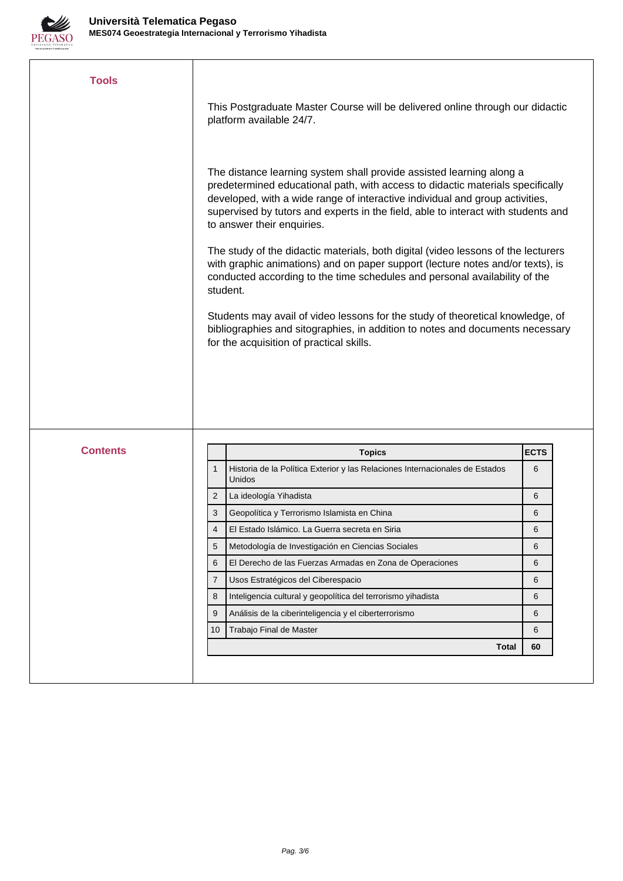## Tools

This Postgraduate Master Course will be delivered online through our didactic platform available 24/7.

The distance learning system shall provide assisted learning along a predetermined educational path, with access to didactic materials specifically developed, with a wide range of interactive individual and group activities, supervised by tutors and experts in the field, able to interact with students and to answer their enquiries.

The study of the didactic materials, both digital (video lessons of the lecturers with graphic animations) and on paper support (lecture notes and/or texts), is conducted according to the time schedules and personal availability of the student.

Students may avail of video lessons for the study of theoretical knowledge, of bibliographies and sitographies, in addition to notes and documents necessary for the acquisition of practical skills.

## Contents

| | Topics | ECTS |
|---|---|---|
| 1 | Historia de la Política Exterior y las Relaciones Internacionales de Estados Unidos | 6 |
| 2 | La ideología Yihadista | 6 |
| 3 | Geopolítica y Terrorismo Islamista en China | 6 |
| 4 | El Estado Islámico. La Guerra secreta en Siria | 6 |
| 5 | Metodología de Investigación en Ciencias Sociales | 6 |
| 6 | El Derecho de las Fuerzas Armadas en Zona de Operaciones | 6 |
| 7 | Usos Estratégicos del Ciberespacio | 6 |
| 8 | Inteligencia cultural y geopolítica del terrorismo yihadista | 6 |
| 9 | Análisis de la ciberinteligencia y el ciberterrorismo | 6 |
| 10 | Trabajo Final de Master | 6 |
| | **Total** | **60** |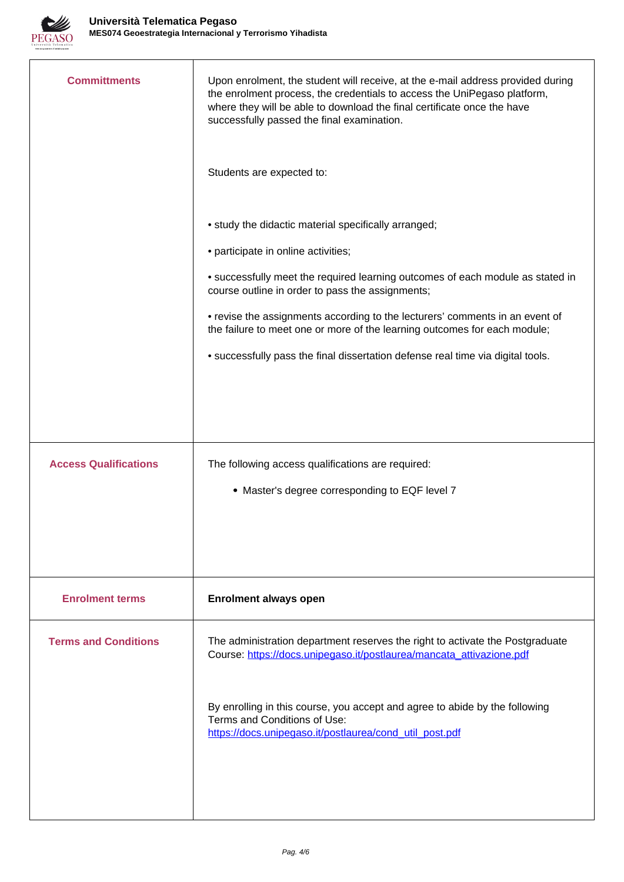| | |
|---|---|
| **Committments** | Upon enrolment, the student will receive, at the e-mail address provided during the enrolment process, the credentials to access the UniPegaso platform, where they will be able to download the final certificate once the have successfully passed the final examination.<br><br>Students are expected to:<br><br>• study the didactic material specifically arranged;<br>• participate in online activities;<br>• successfully meet the required learning outcomes of each module as stated in course outline in order to pass the assignments;<br>• revise the assignments according to the lecturers' comments in an event of the failure to meet one or more of the learning outcomes for each module;<br>• successfully pass the final dissertation defense real time via digital tools. |
| **Access Qualifications** | The following access qualifications are required:<br><br>• Master's degree corresponding to EQF level 7 |
| **Enrolment terms** | **Enrolment always open** |
| **Terms and Conditions** | The administration department reserves the right to activate the Postgraduate Course: [https://docs.unipegaso.it/postlaurea/mancata_attivazione.pdf](https://docs.unipegaso.it/postlaurea/mancata_attivazione.pdf)<br><br>By enrolling in this course, you accept and agree to abide by the following Terms and Conditions of Use: [https://docs.unipegaso.it/postlaurea/cond_util_post.pdf](https://docs.unipegaso.it/postlaurea/cond_util_post.pdf) |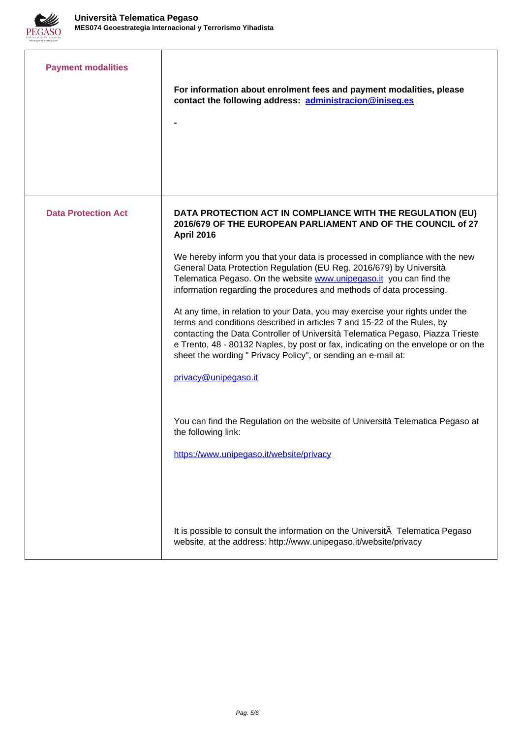| | |
|---|---|
| **Payment modalities** | **For information about enrolment fees and payment modalities, please contact the following address: administracion@iniseg.es**<br><br>**-** |
| **Data Protection Act** | **DATA PROTECTION ACT IN COMPLIANCE WITH THE REGULATION (EU) 2016/679 OF THE EUROPEAN PARLIAMENT AND OF THE COUNCIL of 27 April 2016**<br><br>We hereby inform you that your data is processed in compliance with the new General Data Protection Regulation (EU Reg. 2016/679) by Università Telematica Pegaso. On the website www.unipegaso.it you can find the information regarding the procedures and methods of data processing.<br><br>At any time, in relation to your Data, you may exercise your rights under the terms and conditions described in articles 7 and 15-22 of the Rules, by contacting the Data Controller of Università Telematica Pegaso, Piazza Trieste e Trento, 48 - 80132 Naples, by post or fax, indicating on the envelope or on the sheet the wording " Privacy Policy", or sending an e-mail at:<br><br>privacy@unipegaso.it<br><br>You can find the Regulation on the website of Università Telematica Pegaso at the following link:<br><br>https://www.unipegaso.it/website/privacy<br><br>It is possible to consult the information on the UniversitÃ  Telematica Pegaso website, at the address: http://www.unipegaso.it/website/privacy |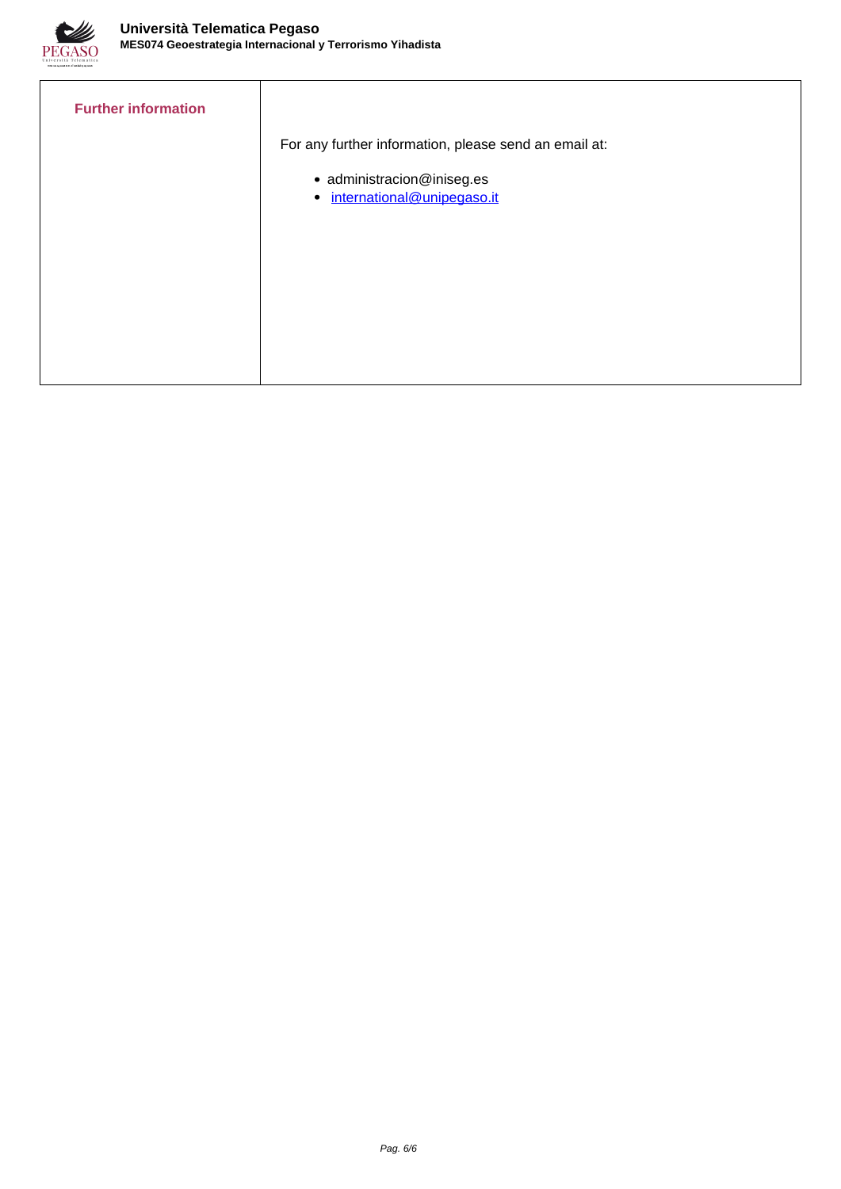| | |
|---|---|
| **Further information** | For any further information, please send an email at:<br>• administracion@iniseg.es<br>• international@unipegaso.it |